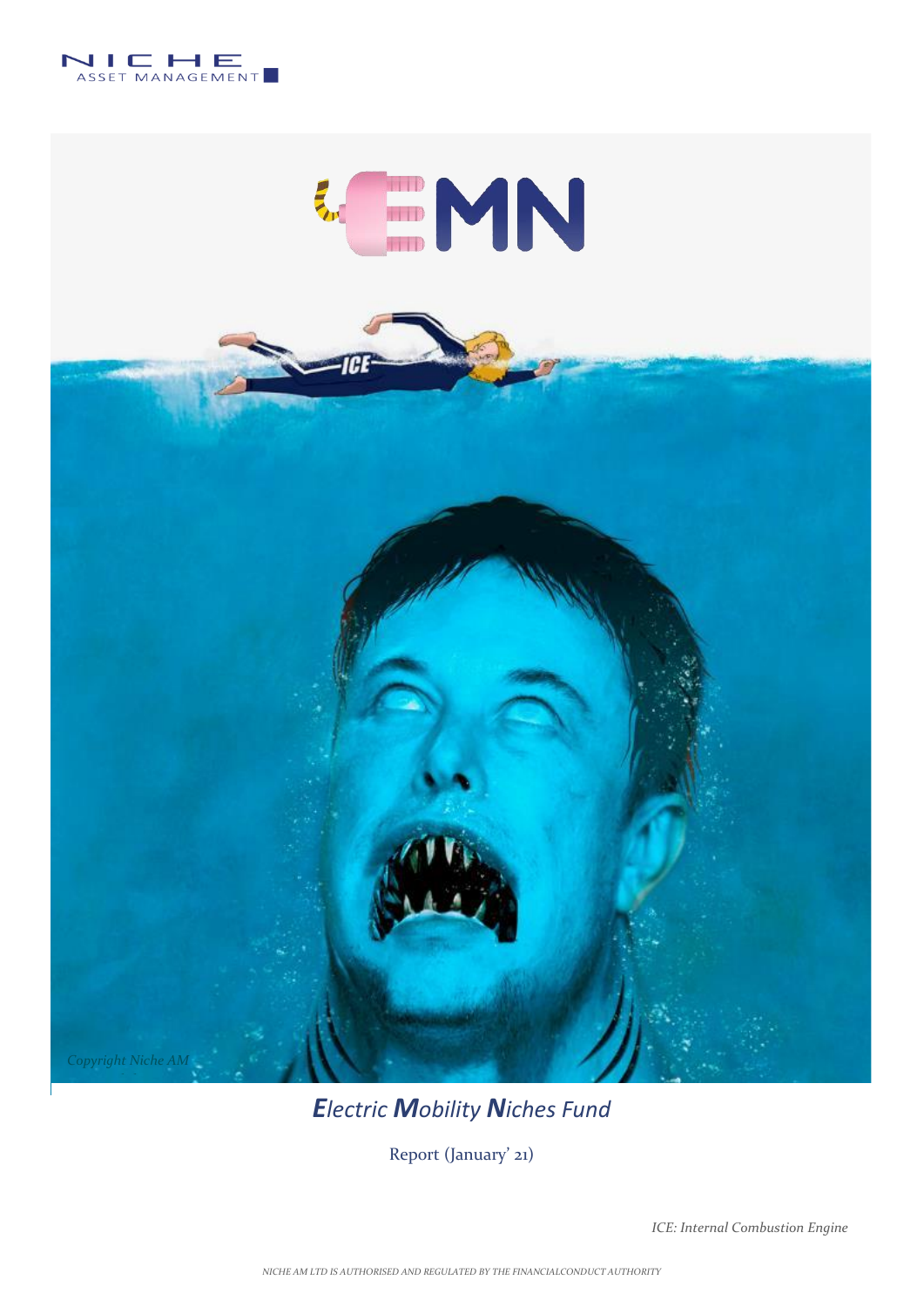NICHE ASSET MANAGEMENT

EMN

Copyright Niche AM

# *Electric Mobility Niches Fund*

Report (January' 21)

*ICE: Internal Combustion Engine*

*NICHE AM LTD IS AUTHORISED AND REGULATED BY THE FINANCIALCONDUCT AUTHORITY*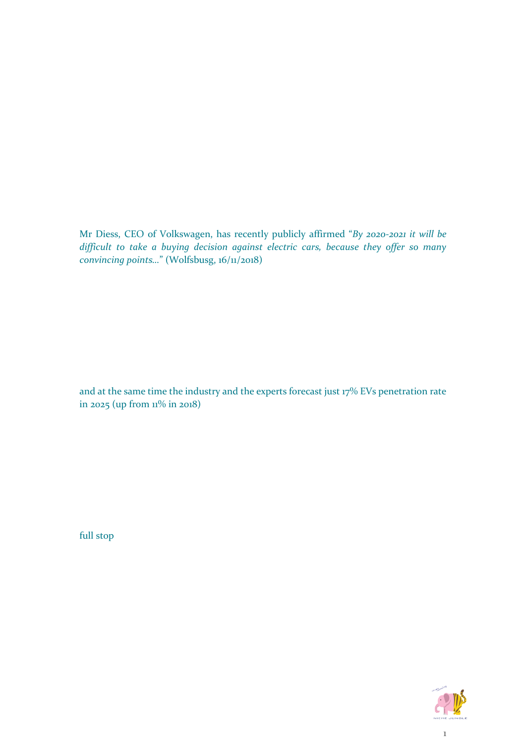Mr Diess, CEO of Volkswagen, has recently publicly affirmed "*By 2020-2021 it will be difficult to take a buying decision against electric cars, because they offer so many convincing points…*" (Wolfsbusg, 16/11/2018)

and at the same time the industry and the experts forecast just 17% EVs penetration rate in 2025 (up from 11% in 2018)

full stop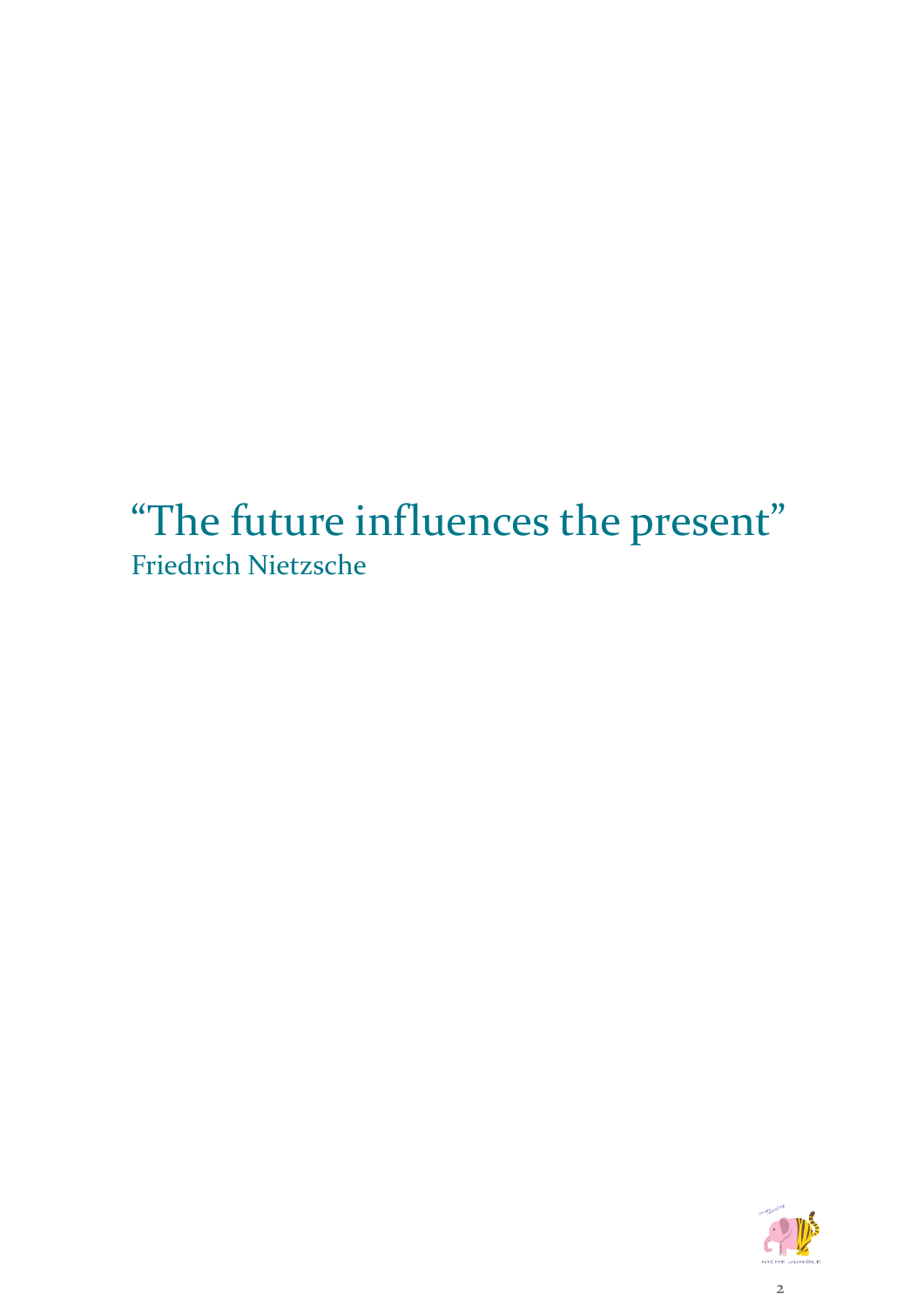“The future influences the present”
Friedrich Nietzsche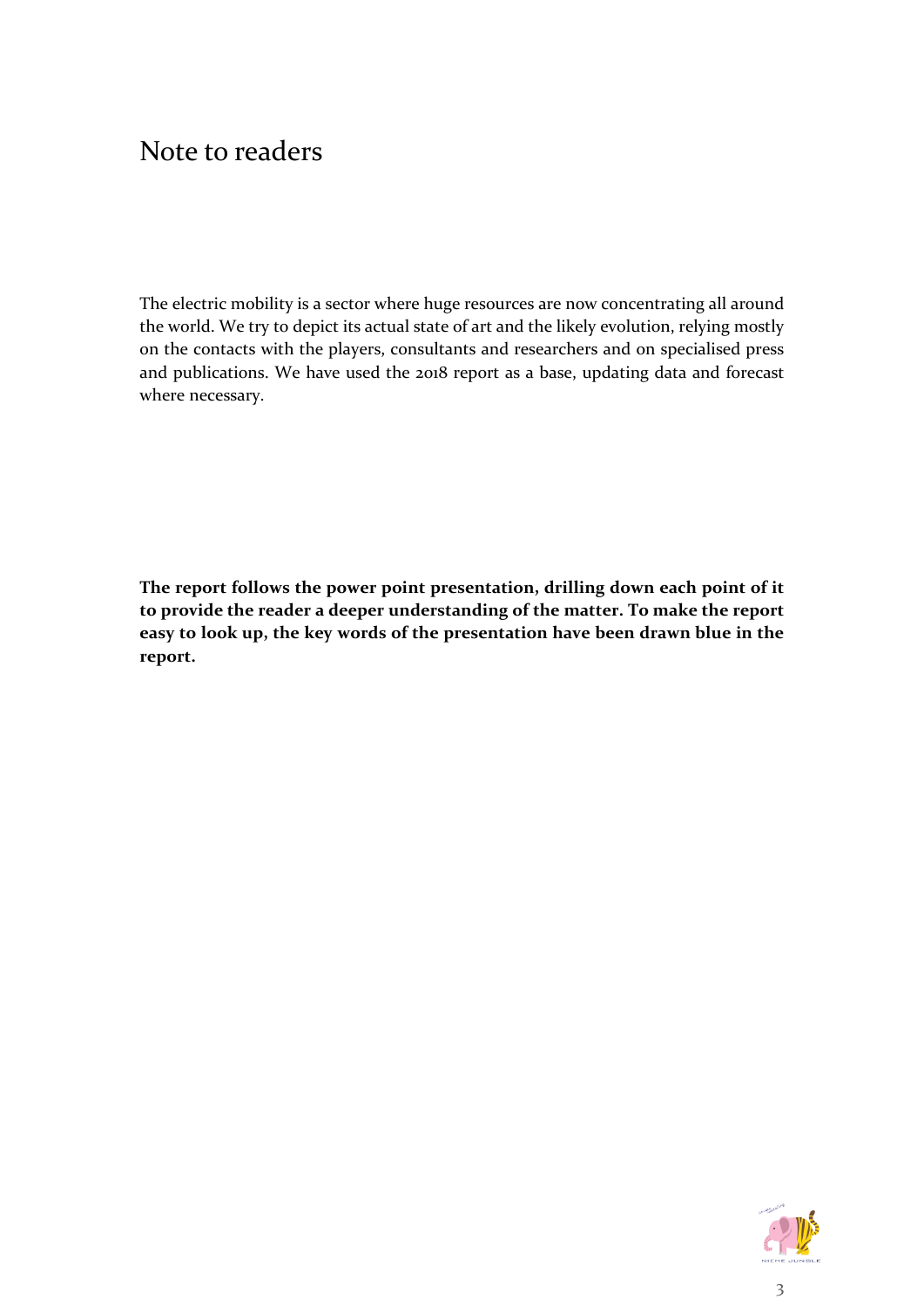# Note to readers

The electric mobility is a sector where huge resources are now concentrating all around the world. We try to depict its actual state of art and the likely evolution, relying mostly on the contacts with the players, consultants and researchers and on specialised press and publications. We have used the 2018 report as a base, updating data and forecast where necessary.

**The report follows the power point presentation, drilling down each point of it to provide the reader a deeper understanding of the matter. To make the report easy to look up, the key words of the presentation have been drawn blue in the report.**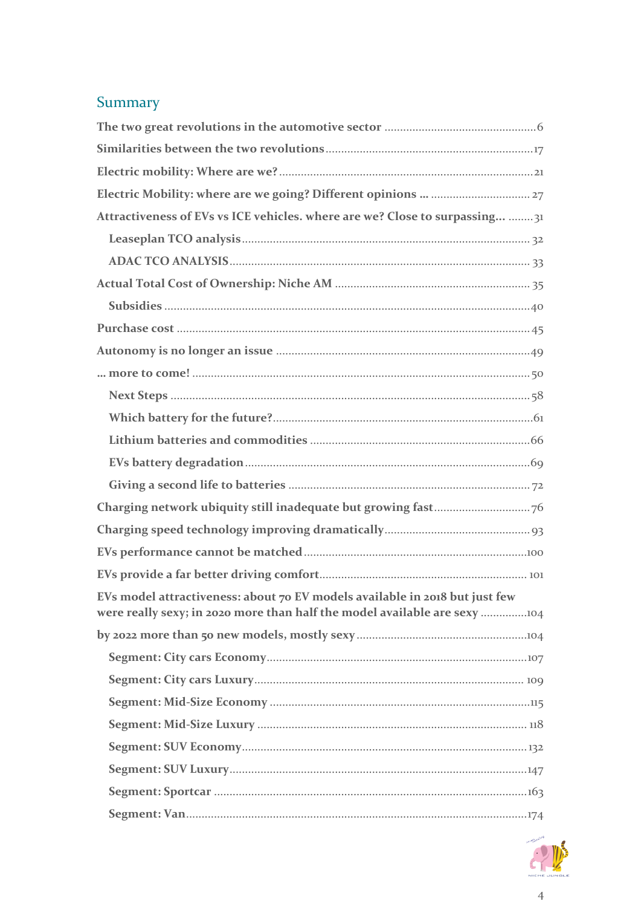## Summary

- **The two great revolutions in the automotive sector** .......... 6
- **Similarities between the two revolutions** .......... 17
- **Electric mobility: Where are we?** .......... 21
- **Electric Mobility: where are we going? Different opinions …** .......... 27
- **Attractiveness of EVs vs ICE vehicles. where are we? Close to surpassing…** .......... 31
  - **Leaseplan TCO analysis** .......... 32
  - **ADAC TCO ANALYSIS** .......... 33
- **Actual Total Cost of Ownership: Niche AM** .......... 35
  - **Subsidies** .......... 40
- **Purchase cost** .......... 45
- **Autonomy is no longer an issue** .......... 49
- **… more to come!** .......... 50
  - **Next Steps** .......... 58
  - **Which battery for the future?** .......... 61
  - **Lithium batteries and commodities** .......... 66
  - **EVs battery degradation** .......... 69
  - **Giving a second life to batteries** .......... 72
- **Charging network ubiquity still inadequate but growing fast** .......... 76
- **Charging speed technology improving dramatically** .......... 93
- **EVs performance cannot be matched** .......... 100
- **EVs provide a far better driving comfort** .......... 101
- **EVs model attractiveness: about 70 EV models available in 2018 but just few were really sexy; in 2020 more than half the model available are sexy** .......... 104
- **by 2022 more than 50 new models, mostly sexy** .......... 104
  - **Segment: City cars Economy** .......... 107
  - **Segment: City cars Luxury** .......... 109
  - **Segment: Mid-Size Economy** .......... 115
  - **Segment: Mid-Size Luxury** .......... 118
  - **Segment: SUV Economy** .......... 132
  - **Segment: SUV Luxury** .......... 147
  - **Segment: Sportcar** .......... 163
  - **Segment: Van** .......... 174